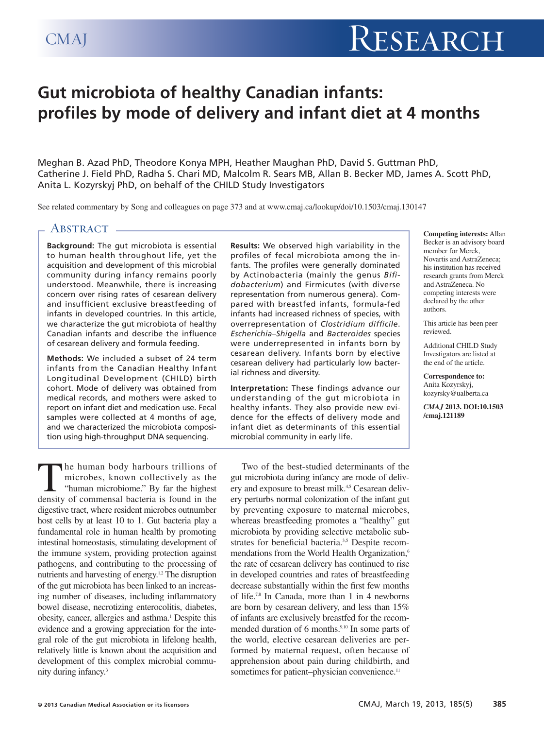# Gut microbiota of healthy Canadian infants: profiles by mode of delivery and infant diet at 4 months

Meghan B. Azad PhD, Theodore Konya MPH, Heather Maughan PhD, David S. Guttman PhD, Catherine J. Field PhD, Radha S. Chari MD, Malcolm R. Sears MB, Allan B. Becker MD, James A. Scott PhD, Anita L. Kozyrskyj PhD, on behalf of the CHILD Study Investigators

See related commentary by Song and colleagues on page 373 and at www.cmaj.ca/lookup/doi/10.1503/cmaj.130147

## Abstract

**Background:** The gut microbiota is essential to human health throughout life, yet the acquisition and development of this microbial community during infancy remains poorly understood. Meanwhile, there is increasing concern over rising rates of cesarean delivery and insufficient exclusive breastfeeding of infants in developed countries. In this article, we characterize the gut microbiota of healthy Canadian infants and describe the influence of cesarean delivery and formula feeding.

**Methods:** We included a subset of 24 term infants from the Canadian Healthy Infant Longitudinal Development (CHILD) birth cohort. Mode of delivery was obtained from medical records, and mothers were asked to report on infant diet and medication use. Fecal samples were collected at 4 months of age, and we characterized the microbiota composition using high-throughput DNA sequencing.

**Results:** We observed high variability in the profiles of fecal microbiota among the infants. The profiles were generally dominated by Actinobacteria (mainly the genus *Bifidobacterium*) and Firmicutes (with diverse representation from numerous genera). Compared with breastfed infants, formula-fed infants had increased richness of species, with overrepresentation of *Clostridium difficile*. *Escherichia–Shigella* and *Bacteroides* species were underrepresented in infants born by cesarean delivery. Infants born by elective cesarean delivery had particularly low bacterial richness and diversity.

**Interpretation:** These findings advance our understanding of the gut microbiota in healthy infants. They also provide new evidence for the effects of delivery mode and infant diet as determinants of this essential microbial community in early life.

**Competing interests:** Allan Becker is an advisory board member for Merck, Novartis and AstraZeneca; his institution has received research grants from Merck and AstraZeneca. No competing interests were declared by the other authors.

This article has been peer reviewed.

Additional CHILD Study Investigators are listed at the end of the article.

**Correspondence to:** Anita Kozyrskyj, kozyrsky@ualberta.ca

***CMAJ* 2013. DOI:10.1503/cmaj.121189**

The human body harbours trillions of microbes, known collectively as the "human microbiome." By far the highest density of commensal bacteria is found in the digestive tract, where resident microbes outnumber host cells by at least 10 to 1. Gut bacteria play a fundamental role in human health by promoting intestinal homeostasis, stimulating development of the immune system, providing protection against pathogens, and contributing to the processing of nutrients and harvesting of energy.[1,2] The disruption of the gut microbiota has been linked to an increasing number of diseases, including inflammatory bowel disease, necrotizing enterocolitis, diabetes, obesity, cancer, allergies and asthma.[1] Despite this evidence and a growing appreciation for the integral role of the gut microbiota in lifelong health, relatively little is known about the acquisition and development of this complex microbial community during infancy.[3]

Two of the best-studied determinants of the gut microbiota during infancy are mode of delivery and exposure to breast milk.[4,5] Cesarean delivery perturbs normal colonization of the infant gut by preventing exposure to maternal microbes, whereas breastfeeding promotes a "healthy" gut microbiota by providing selective metabolic substrates for beneficial bacteria.[3,5] Despite recommendations from the World Health Organization,[6] the rate of cesarean delivery has continued to rise in developed countries and rates of breastfeeding decrease substantially within the first few months of life.[7,8] In Canada, more than 1 in 4 newborns are born by cesarean delivery, and less than 15% of infants are exclusively breastfed for the recommended duration of 6 months.[9,10] In some parts of the world, elective cesarean deliveries are performed by maternal request, often because of apprehension about pain during childbirth, and sometimes for patient–physician convenience.[11]

© 2013 Canadian Medical Association or its licensors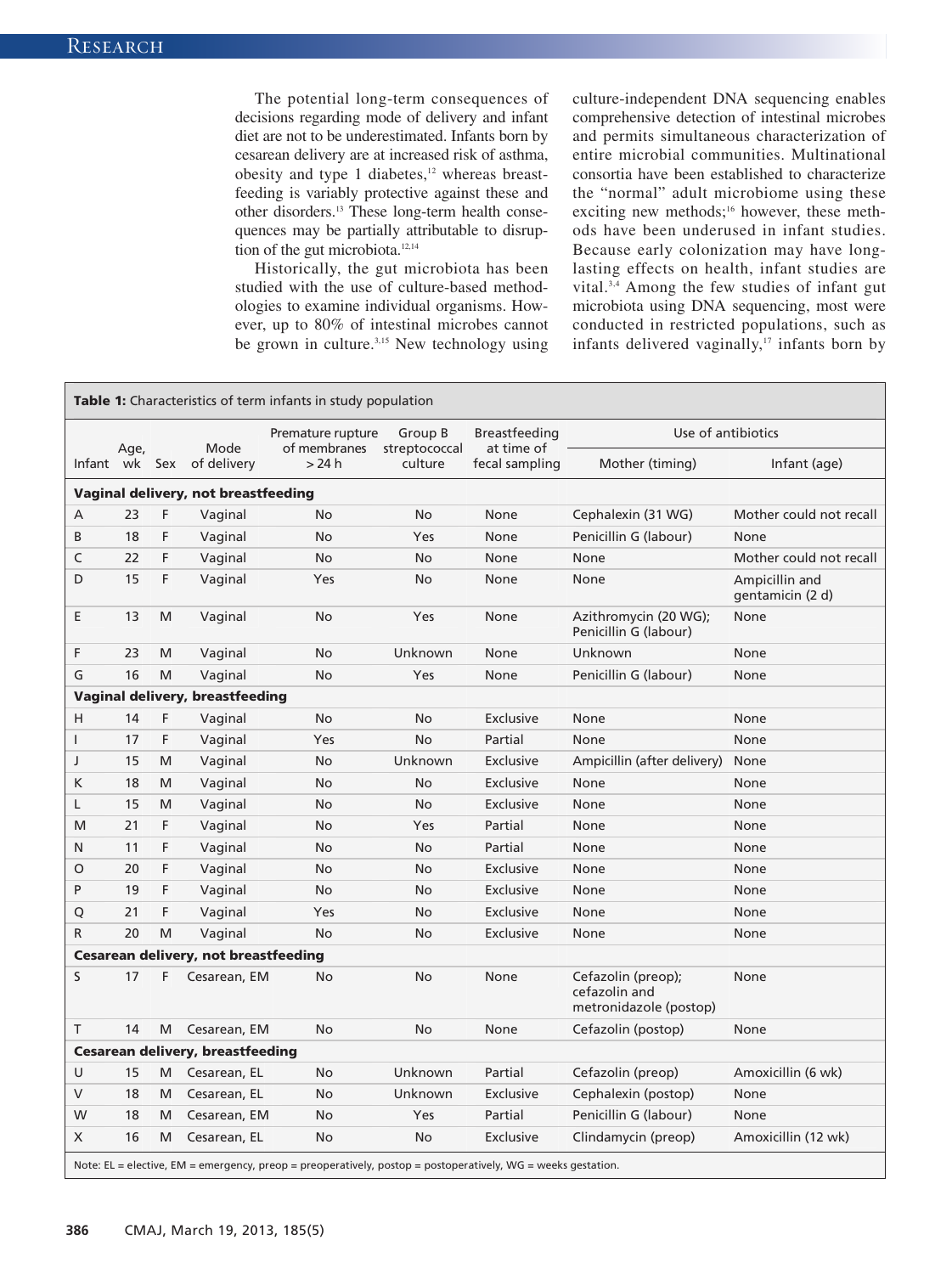The potential long-term consequences of decisions regarding mode of delivery and infant diet are not to be underestimated. Infants born by cesarean delivery are at increased risk of asthma, obesity and type 1 diabetes,[12] whereas breastfeeding is variably protective against these and other disorders.[13] These long-term health consequences may be partially attributable to disruption of the gut microbiota.[12,14]

Historically, the gut microbiota has been studied with the use of culture-based methodologies to examine individual organisms. However, up to 80% of intestinal microbes cannot be grown in culture.[3,15] New technology using culture-independent DNA sequencing enables comprehensive detection of intestinal microbes and permits simultaneous characterization of entire microbial communities. Multinational consortia have been established to characterize the "normal" adult microbiome using these exciting new methods;[16] however, these methods have been underused in infant studies. Because early colonization may have long-lasting effects on health, infant studies are vital.[3,4] Among the few studies of infant gut microbiota using DNA sequencing, most were conducted in restricted populations, such as infants delivered vaginally,[17] infants born by

**Table 1:** Characteristics of term infants in study population

| Infant | Age, wk | Sex | Mode of delivery | Premature rupture of membranes > 24 h | Group B streptococcal culture | Breastfeeding at time of fecal sampling | Use of antibiotics: Mother (timing) | Use of antibiotics: Infant (age) |
|---|---|---|---|---|---|---|---|---|
| **Vaginal delivery, not breastfeeding** | | | | | | | | |
| A | 23 | F | Vaginal | No | No | None | Cephalexin (31 WG) | Mother could not recall |
| B | 18 | F | Vaginal | No | Yes | None | Penicillin G (labour) | None |
| C | 22 | F | Vaginal | No | No | None | None | Mother could not recall |
| D | 15 | F | Vaginal | Yes | No | None | None | Ampicillin and gentamicin (2 d) |
| E | 13 | M | Vaginal | No | Yes | None | Azithromycin (20 WG); Penicillin G (labour) | None |
| F | 23 | M | Vaginal | No | Unknown | None | Unknown | None |
| G | 16 | M | Vaginal | No | Yes | None | Penicillin G (labour) | None |
| **Vaginal delivery, breastfeeding** | | | | | | | | |
| H | 14 | F | Vaginal | No | No | Exclusive | None | None |
| I | 17 | F | Vaginal | Yes | No | Partial | None | None |
| J | 15 | M | Vaginal | No | Unknown | Exclusive | Ampicillin (after delivery) | None |
| K | 18 | M | Vaginal | No | No | Exclusive | None | None |
| L | 15 | M | Vaginal | No | No | Exclusive | None | None |
| M | 21 | F | Vaginal | No | Yes | Partial | None | None |
| N | 11 | F | Vaginal | No | No | Partial | None | None |
| O | 20 | F | Vaginal | No | No | Exclusive | None | None |
| P | 19 | F | Vaginal | No | No | Exclusive | None | None |
| Q | 21 | F | Vaginal | Yes | No | Exclusive | None | None |
| R | 20 | M | Vaginal | No | No | Exclusive | None | None |
| **Cesarean delivery, not breastfeeding** | | | | | | | | |
| S | 17 | F | Cesarean, EM | No | No | None | Cefazolin (preop); cefazolin and metronidazole (postop) | None |
| T | 14 | M | Cesarean, EM | No | No | None | Cefazolin (postop) | None |
| **Cesarean delivery, breastfeeding** | | | | | | | | |
| U | 15 | M | Cesarean, EL | No | Unknown | Partial | Cefazolin (preop) | Amoxicillin (6 wk) |
| V | 18 | M | Cesarean, EL | No | Unknown | Exclusive | Cephalexin (postop) | None |
| W | 18 | M | Cesarean, EM | No | Yes | Partial | Penicillin G (labour) | None |
| X | 16 | M | Cesarean, EL | No | No | Exclusive | Clindamycin (preop) | Amoxicillin (12 wk) |

Note: EL = elective, EM = emergency, preop = preoperatively, postop = postoperatively, WG = weeks gestation.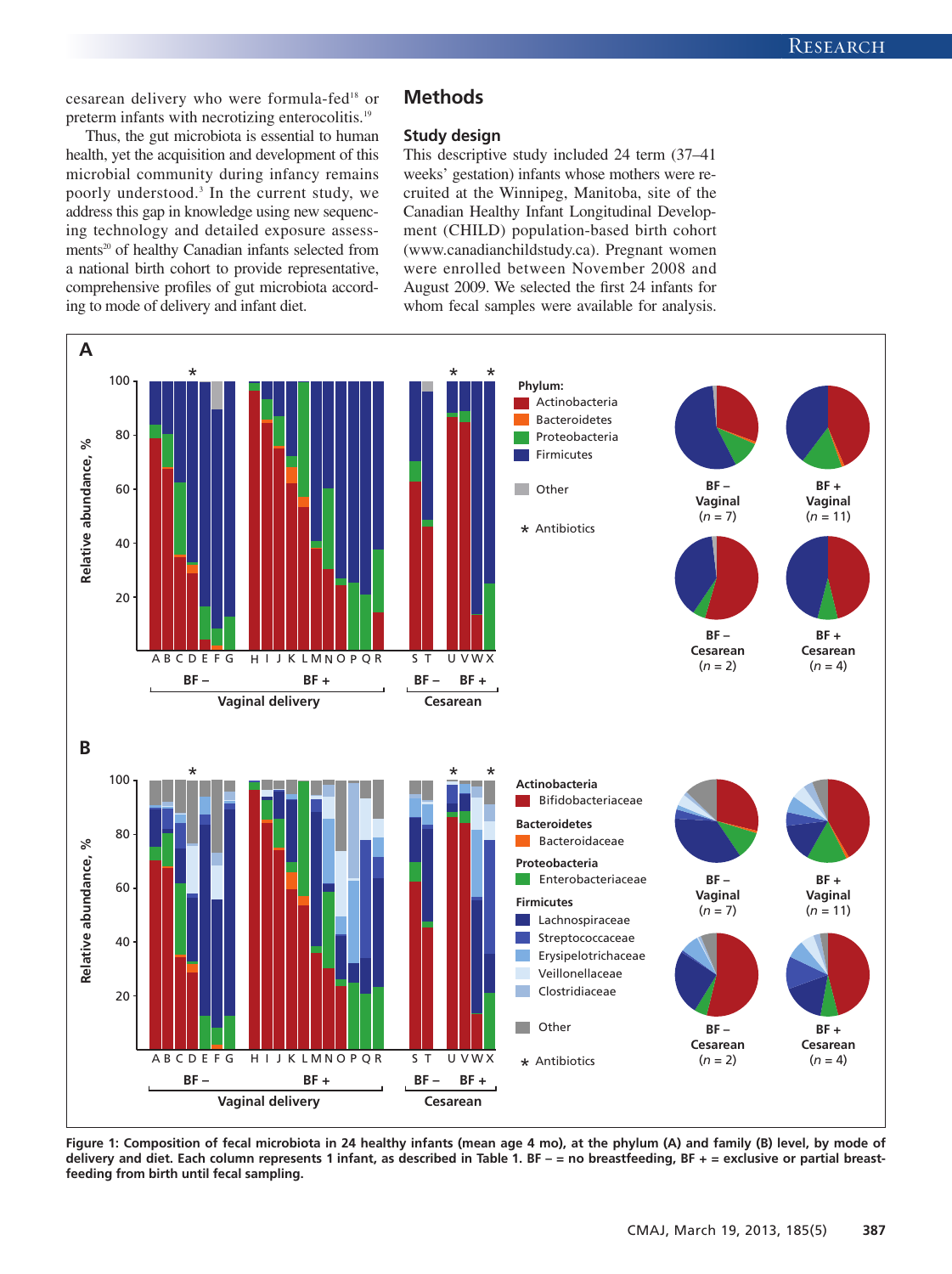cesarean delivery who were formula-fed[18] or preterm infants with necrotizing enterocolitis.[19]

Thus, the gut microbiota is essential to human health, yet the acquisition and development of this microbial community during infancy remains poorly understood.[3] In the current study, we address this gap in knowledge using new sequencing technology and detailed exposure assessments[20] of healthy Canadian infants selected from a national birth cohort to provide representative, comprehensive profiles of gut microbiota according to mode of delivery and infant diet.

## Methods

### Study design

This descriptive study included 24 term (37–41 weeks' gestation) infants whose mothers were recruited at the Winnipeg, Manitoba, site of the Canadian Healthy Infant Longitudinal Development (CHILD) population-based birth cohort (www.canadianchildstudy.ca). Pregnant women were enrolled between November 2008 and August 2009. We selected the first 24 infants for whom fecal samples were available for analysis.

**Figure 1: Composition of fecal microbiota in 24 healthy infants (mean age 4 mo), at the phylum (A) and family (B) level, by mode of delivery and diet. Each column represents 1 infant, as described in Table 1. BF – = no breastfeeding, BF + = exclusive or partial breastfeeding from birth until fecal sampling.**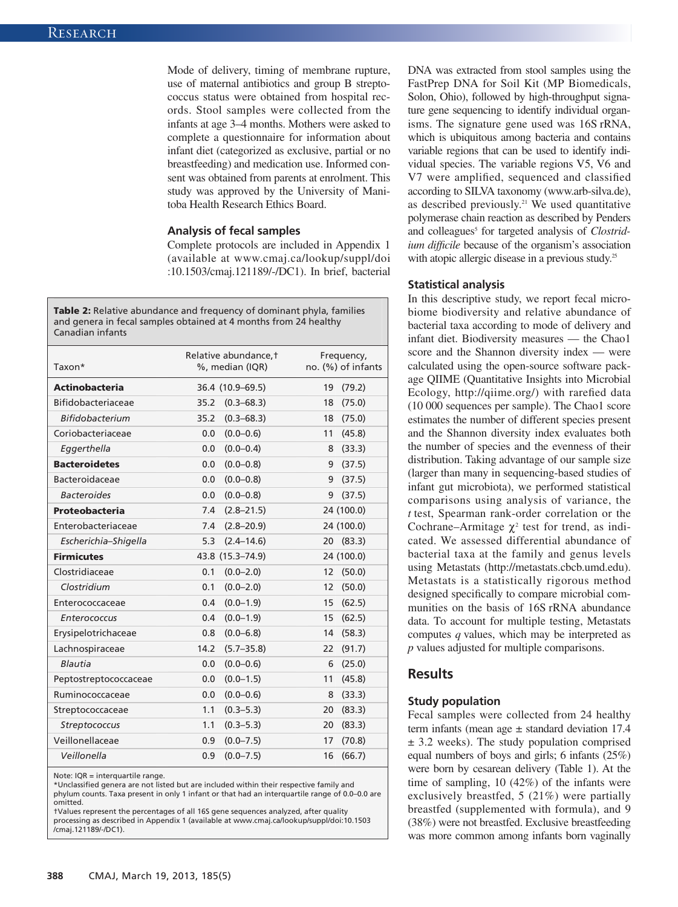Mode of delivery, timing of membrane rupture, use of maternal antibiotics and group B streptococcus status were obtained from hospital records. Stool samples were collected from the infants at age 3–4 months. Mothers were asked to complete a questionnaire for information about infant diet (categorized as exclusive, partial or no breastfeeding) and medication use. Informed consent was obtained from parents at enrolment. This study was approved by the University of Manitoba Health Research Ethics Board.

### Analysis of fecal samples

Complete protocols are included in Appendix 1 (available at www.cmaj.ca/lookup/suppl/doi:10.1503/cmaj.121189/-/DC1). In brief, bacterial DNA was extracted from stool samples using the FastPrep DNA for Soil Kit (MP Biomedicals, Solon, Ohio), followed by high-throughput signature gene sequencing to identify individual organisms. The signature gene used was 16S rRNA, which is ubiquitous among bacteria and contains variable regions that can be used to identify individual species. The variable regions V5, V6 and V7 were amplified, sequenced and classified according to SILVA taxonomy (www.arb-silva.de), as described previously.[21] We used quantitative polymerase chain reaction as described by Penders and colleagues[5] for targeted analysis of *Clostridium difficile* because of the organism's association with atopic allergic disease in a previous study.[25]

**Table 2:** Relative abundance and frequency of dominant phyla, families and genera in fecal samples obtained at 4 months from 24 healthy Canadian infants

| Taxon* | Relative abundance,† %, median (IQR) | Frequency, no. (%) of infants |
|---|---|---|
| **Actinobacteria** | 36.4 (10.9–69.5) | 19 (79.2) |
| Bifidobacteriaceae | 35.2 (0.3–68.3) | 18 (75.0) |
| *Bifidobacterium* | 35.2 (0.3–68.3) | 18 (75.0) |
| Coriobacteriaceae | 0.0 (0.0–0.6) | 11 (45.8) |
| *Eggerthella* | 0.0 (0.0–0.4) | 8 (33.3) |
| **Bacteroidetes** | 0.0 (0.0–0.8) | 9 (37.5) |
| Bacteroidaceae | 0.0 (0.0–0.8) | 9 (37.5) |
| *Bacteroides* | 0.0 (0.0–0.8) | 9 (37.5) |
| **Proteobacteria** | 7.4 (2.8–21.5) | 24 (100.0) |
| Enterobacteriaceae | 7.4 (2.8–20.9) | 24 (100.0) |
| *Escherichia–Shigella* | 5.3 (2.4–14.6) | 20 (83.3) |
| **Firmicutes** | 43.8 (15.3–74.9) | 24 (100.0) |
| Clostridiaceae | 0.1 (0.0–2.0) | 12 (50.0) |
| *Clostridium* | 0.1 (0.0–2.0) | 12 (50.0) |
| Enterococcaceae | 0.4 (0.0–1.9) | 15 (62.5) |
| *Enterococcus* | 0.4 (0.0–1.9) | 15 (62.5) |
| Erysipelotrichaceae | 0.8 (0.0–6.8) | 14 (58.3) |
| Lachnospiraceae | 14.2 (5.7–35.8) | 22 (91.7) |
| *Blautia* | 0.0 (0.0–0.6) | 6 (25.0) |
| Peptostreptococcaceae | 0.0 (0.0–1.5) | 11 (45.8) |
| Ruminococcaceae | 0.0 (0.0–0.6) | 8 (33.3) |
| Streptococcaceae | 1.1 (0.3–5.3) | 20 (83.3) |
| *Streptococcus* | 1.1 (0.3–5.3) | 20 (83.3) |
| Veillonellaceae | 0.9 (0.0–7.5) | 17 (70.8) |
| *Veillonella* | 0.9 (0.0–7.5) | 16 (66.7) |

Note: IQR = interquartile range.
*Unclassified genera are not listed but are included within their respective family and phylum counts. Taxa present in only 1 infant or that had an interquartile range of 0.0–0.0 are omitted.
†Values represent the percentages of all 16S gene sequences analyzed, after quality processing as described in Appendix 1 (available at www.cmaj.ca/lookup/suppl/doi:10.1503/cmaj.121189/-/DC1).

### Statistical analysis

In this descriptive study, we report fecal microbiome biodiversity and relative abundance of bacterial taxa according to mode of delivery and infant diet. Biodiversity measures — the Chao1 score and the Shannon diversity index — were calculated using the open-source software package QIIME (Quantitative Insights into Microbial Ecology, http://qiime.org/) with rarefied data (10 000 sequences per sample). The Chao1 score estimates the number of different species present and the Shannon diversity index evaluates both the number of species and the evenness of their distribution. Taking advantage of our sample size (larger than many in sequencing-based studies of infant gut microbiota), we performed statistical comparisons using analysis of variance, the *t* test, Spearman rank-order correlation or the Cochrane–Armitage $\chi^2$ test for trend, as indicated. We assessed differential abundance of bacterial taxa at the family and genus levels using Metastats (http://metastats.cbcb.umd.edu). Metastats is a statistically rigorous method designed specifically to compare microbial communities on the basis of 16S rRNA abundance data. To account for multiple testing, Metastats computes *q* values, which may be interpreted as *p* values adjusted for multiple comparisons.

## Results

### Study population

Fecal samples were collected from 24 healthy term infants (mean age ± standard deviation 17.4 ± 3.2 weeks). The study population comprised equal numbers of boys and girls; 6 infants (25%) were born by cesarean delivery (Table 1). At the time of sampling, 10 (42%) of the infants were exclusively breastfed, 5 (21%) were partially breastfed (supplemented with formula), and 9 (38%) were not breastfed. Exclusive breastfeeding was more common among infants born vaginally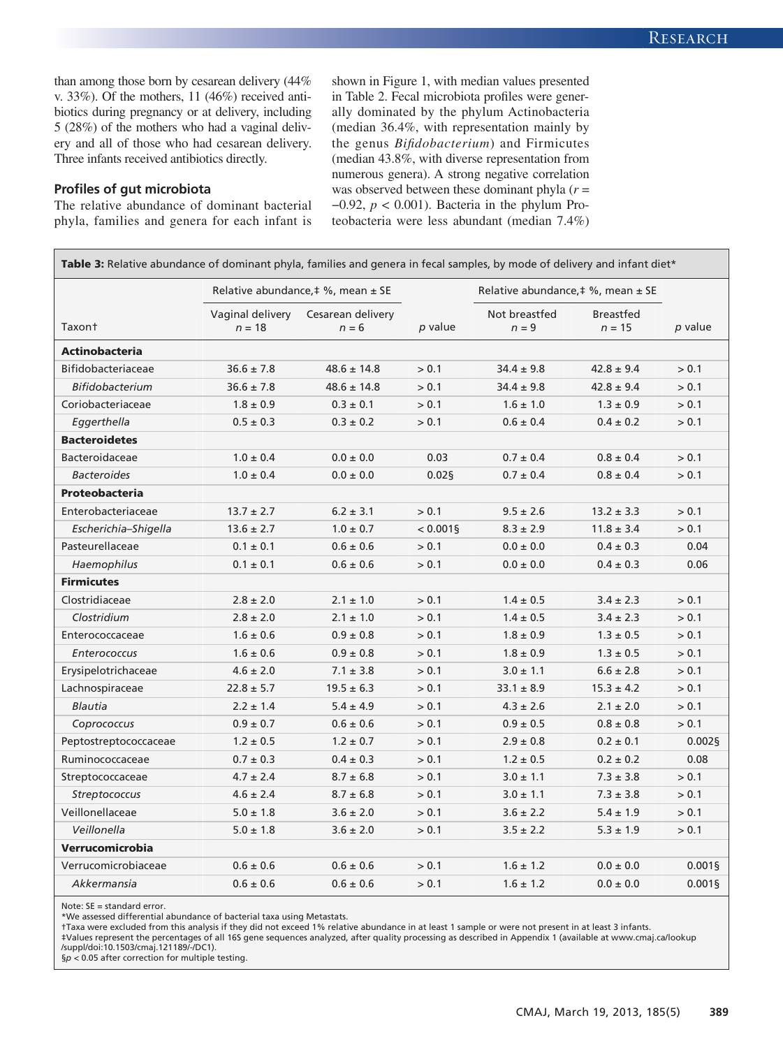than among those born by cesarean delivery (44% v. 33%). Of the mothers, 11 (46%) received antibiotics during pregnancy or at delivery, including 5 (28%) of the mothers who had a vaginal delivery and all of those who had cesarean delivery. Three infants received antibiotics directly.

### Profiles of gut microbiota

The relative abundance of dominant bacterial phyla, families and genera for each infant is shown in Figure 1, with median values presented in Table 2. Fecal microbiota profiles were generally dominated by the phylum Actinobacteria (median 36.4%, with representation mainly by the genus *Bifidobacterium*) and Firmicutes (median 43.8%, with diverse representation from numerous genera). A strong negative correlation was observed between these dominant phyla ($r = -0.92$, $p < 0.001$). Bacteria in the phylum Proteobacteria were less abundant (median 7.4%)

**Table 3:** Relative abundance of dominant phyla, families and genera in fecal samples, by mode of delivery and infant diet*

| Taxon† | Relative abundance,‡ %, mean ± SE | | | Relative abundance,‡ %, mean ± SE | | |
|---|---|---|---|---|---|---|
| | Vaginal delivery $n = 18$ | Cesarean delivery $n = 6$ | $p$ value | Not breastfed $n = 9$ | Breastfed $n = 15$ | $p$ value |
| **Actinobacteria** | | | | | | |
| Bifidobacteriaceae | 36.6 ± 7.8 | 48.6 ± 14.8 | > 0.1 | 34.4 ± 9.8 | 42.8 ± 9.4 | > 0.1 |
| *Bifidobacterium* | 36.6 ± 7.8 | 48.6 ± 14.8 | > 0.1 | 34.4 ± 9.8 | 42.8 ± 9.4 | > 0.1 |
| Coriobacteriaceae | 1.8 ± 0.9 | 0.3 ± 0.1 | > 0.1 | 1.6 ± 1.0 | 1.3 ± 0.9 | > 0.1 |
| *Eggerthella* | 0.5 ± 0.3 | 0.3 ± 0.2 | > 0.1 | 0.6 ± 0.4 | 0.4 ± 0.2 | > 0.1 |
| **Bacteroidetes** | | | | | | |
| Bacteroidaceae | 1.0 ± 0.4 | 0.0 ± 0.0 | 0.03 | 0.7 ± 0.4 | 0.8 ± 0.4 | > 0.1 |
| *Bacteroides* | 1.0 ± 0.4 | 0.0 ± 0.0 | 0.02§ | 0.7 ± 0.4 | 0.8 ± 0.4 | > 0.1 |
| **Proteobacteria** | | | | | | |
| Enterobacteriaceae | 13.7 ± 2.7 | 6.2 ± 3.1 | > 0.1 | 9.5 ± 2.6 | 13.2 ± 3.3 | > 0.1 |
| *Escherichia–Shigella* | 13.6 ± 2.7 | 1.0 ± 0.7 | < 0.001§ | 8.3 ± 2.9 | 11.8 ± 3.4 | > 0.1 |
| Pasteurellaceae | 0.1 ± 0.1 | 0.6 ± 0.6 | > 0.1 | 0.0 ± 0.0 | 0.4 ± 0.3 | 0.04 |
| *Haemophilus* | 0.1 ± 0.1 | 0.6 ± 0.6 | > 0.1 | 0.0 ± 0.0 | 0.4 ± 0.3 | 0.06 |
| **Firmicutes** | | | | | | |
| Clostridiaceae | 2.8 ± 2.0 | 2.1 ± 1.0 | > 0.1 | 1.4 ± 0.5 | 3.4 ± 2.3 | > 0.1 |
| *Clostridium* | 2.8 ± 2.0 | 2.1 ± 1.0 | > 0.1 | 1.4 ± 0.5 | 3.4 ± 2.3 | > 0.1 |
| Enterococcaceae | 1.6 ± 0.6 | 0.9 ± 0.8 | > 0.1 | 1.8 ± 0.9 | 1.3 ± 0.5 | > 0.1 |
| *Enterococcus* | 1.6 ± 0.6 | 0.9 ± 0.8 | > 0.1 | 1.8 ± 0.9 | 1.3 ± 0.5 | > 0.1 |
| Erysipelotrichaceae | 4.6 ± 2.0 | 7.1 ± 3.8 | > 0.1 | 3.0 ± 1.1 | 6.6 ± 2.8 | > 0.1 |
| Lachnospiraceae | 22.8 ± 5.7 | 19.5 ± 6.3 | > 0.1 | 33.1 ± 8.9 | 15.3 ± 4.2 | > 0.1 |
| *Blautia* | 2.2 ± 1.4 | 5.4 ± 4.9 | > 0.1 | 4.3 ± 2.6 | 2.1 ± 2.0 | > 0.1 |
| *Coprococcus* | 0.9 ± 0.7 | 0.6 ± 0.6 | > 0.1 | 0.9 ± 0.5 | 0.8 ± 0.8 | > 0.1 |
| Peptostreptococcaceae | 1.2 ± 0.5 | 1.2 ± 0.7 | > 0.1 | 2.9 ± 0.8 | 0.2 ± 0.1 | 0.002§ |
| Ruminococcaceae | 0.7 ± 0.3 | 0.4 ± 0.3 | > 0.1 | 1.2 ± 0.5 | 0.2 ± 0.2 | 0.08 |
| Streptococcaceae | 4.7 ± 2.4 | 8.7 ± 6.8 | > 0.1 | 3.0 ± 1.1 | 7.3 ± 3.8 | > 0.1 |
| *Streptococcus* | 4.6 ± 2.4 | 8.7 ± 6.8 | > 0.1 | 3.0 ± 1.1 | 7.3 ± 3.8 | > 0.1 |
| Veillonellaceae | 5.0 ± 1.8 | 3.6 ± 2.0 | > 0.1 | 3.6 ± 2.2 | 5.4 ± 1.9 | > 0.1 |
| *Veillonella* | 5.0 ± 1.8 | 3.6 ± 2.0 | > 0.1 | 3.5 ± 2.2 | 5.3 ± 1.9 | > 0.1 |
| **Verrucomicrobia** | | | | | | |
| Verrucomicrobiaceae | 0.6 ± 0.6 | 0.6 ± 0.6 | > 0.1 | 1.6 ± 1.2 | 0.0 ± 0.0 | 0.001§ |
| *Akkermansia* | 0.6 ± 0.6 | 0.6 ± 0.6 | > 0.1 | 1.6 ± 1.2 | 0.0 ± 0.0 | 0.001§ |

Note: SE = standard error.
*We assessed differential abundance of bacterial taxa using Metastats.
†Taxa were excluded from this analysis if they did not exceed 1% relative abundance in at least 1 sample or were not present in at least 3 infants.
‡Values represent the percentages of all 16S gene sequences analyzed, after quality processing as described in Appendix 1 (available at www.cmaj.ca/lookup/suppl/doi:10.1503/cmaj.121189/-/DC1).
§$p < 0.05$ after correction for multiple testing.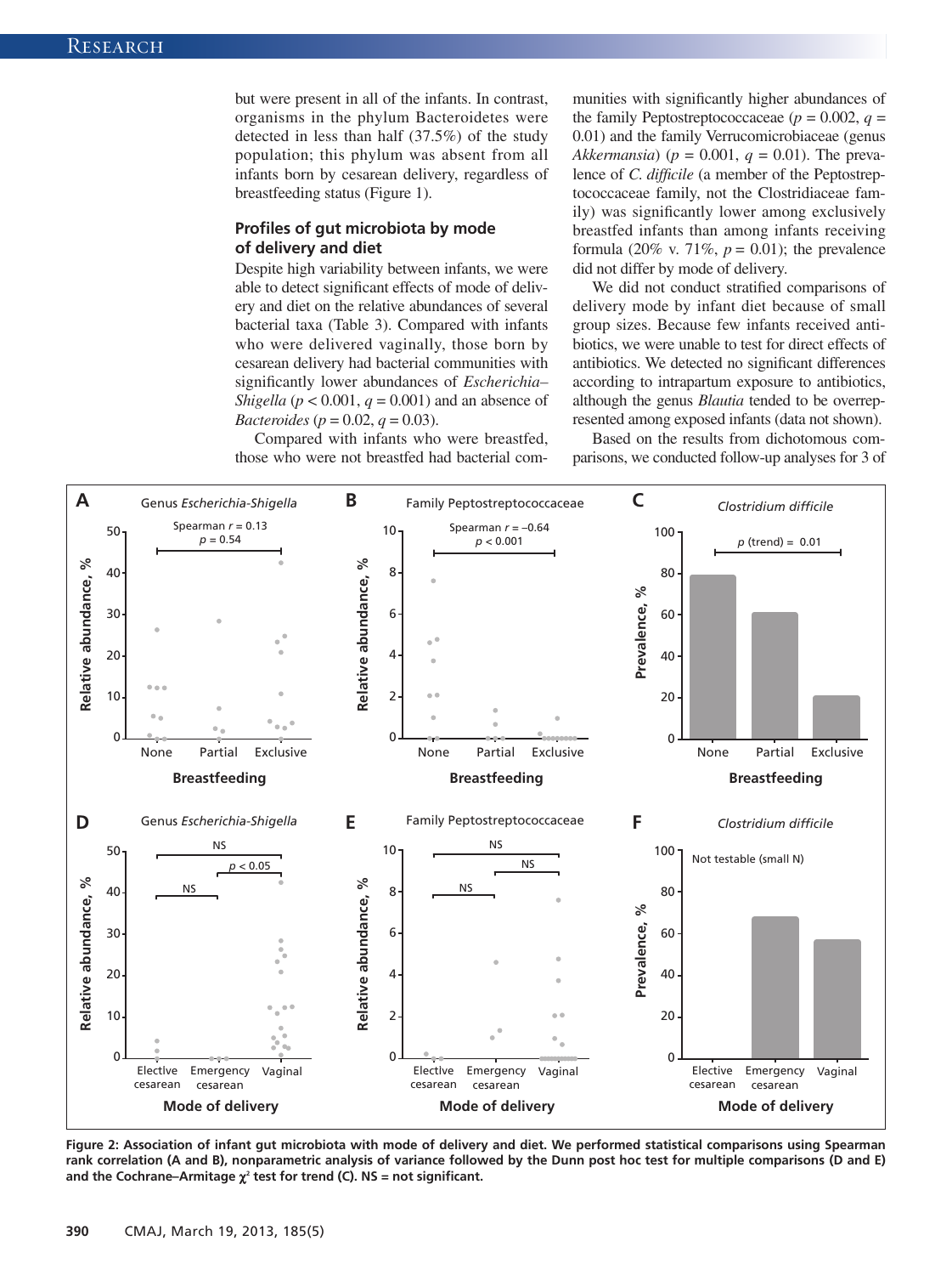but were present in all of the infants. In contrast, organisms in the phylum Bacteroidetes were detected in less than half (37.5%) of the study population; this phylum was absent from all infants born by cesarean delivery, regardless of breastfeeding status (Figure 1).

### Profiles of gut microbiota by mode of delivery and diet

Despite high variability between infants, we were able to detect significant effects of mode of delivery and diet on the relative abundances of several bacterial taxa (Table 3). Compared with infants who were delivered vaginally, those born by cesarean delivery had bacterial communities with significantly lower abundances of *Escherichia–Shigella* ($p < 0.001$, $q = 0.001$) and an absence of *Bacteroides* ($p = 0.02$, $q = 0.03$).

Compared with infants who were breastfed, those who were not breastfed had bacterial communities with significantly higher abundances of the family Peptostreptococcaceae ($p = 0.002$, $q = 0.01$) and the family Verrucomicrobiaceae (genus *Akkermansia*) ($p = 0.001$, $q = 0.01$). The prevalence of *C. difficile* (a member of the Peptostreptococcaceae family, not the Clostridiaceae family) was significantly lower among exclusively breastfed infants than among infants receiving formula (20% v. 71%, $p = 0.01$); the prevalence did not differ by mode of delivery.

We did not conduct stratified comparisons of delivery mode by infant diet because of small group sizes. Because few infants received antibiotics, we were unable to test for direct effects of antibiotics. We detected no significant differences according to intrapartum exposure to antibiotics, although the genus *Blautia* tended to be overrepresented among exposed infants (data not shown).

Based on the results from dichotomous comparisons, we conducted follow-up analyses for 3 of

**Figure 2: Association of infant gut microbiota with mode of delivery and diet. We performed statistical comparisons using Spearman rank correlation (A and B), nonparametric analysis of variance followed by the Dunn post hoc test for multiple comparisons (D and E) and the Cochrane–Armitage $\chi^2$ test for trend (C). NS = not significant.**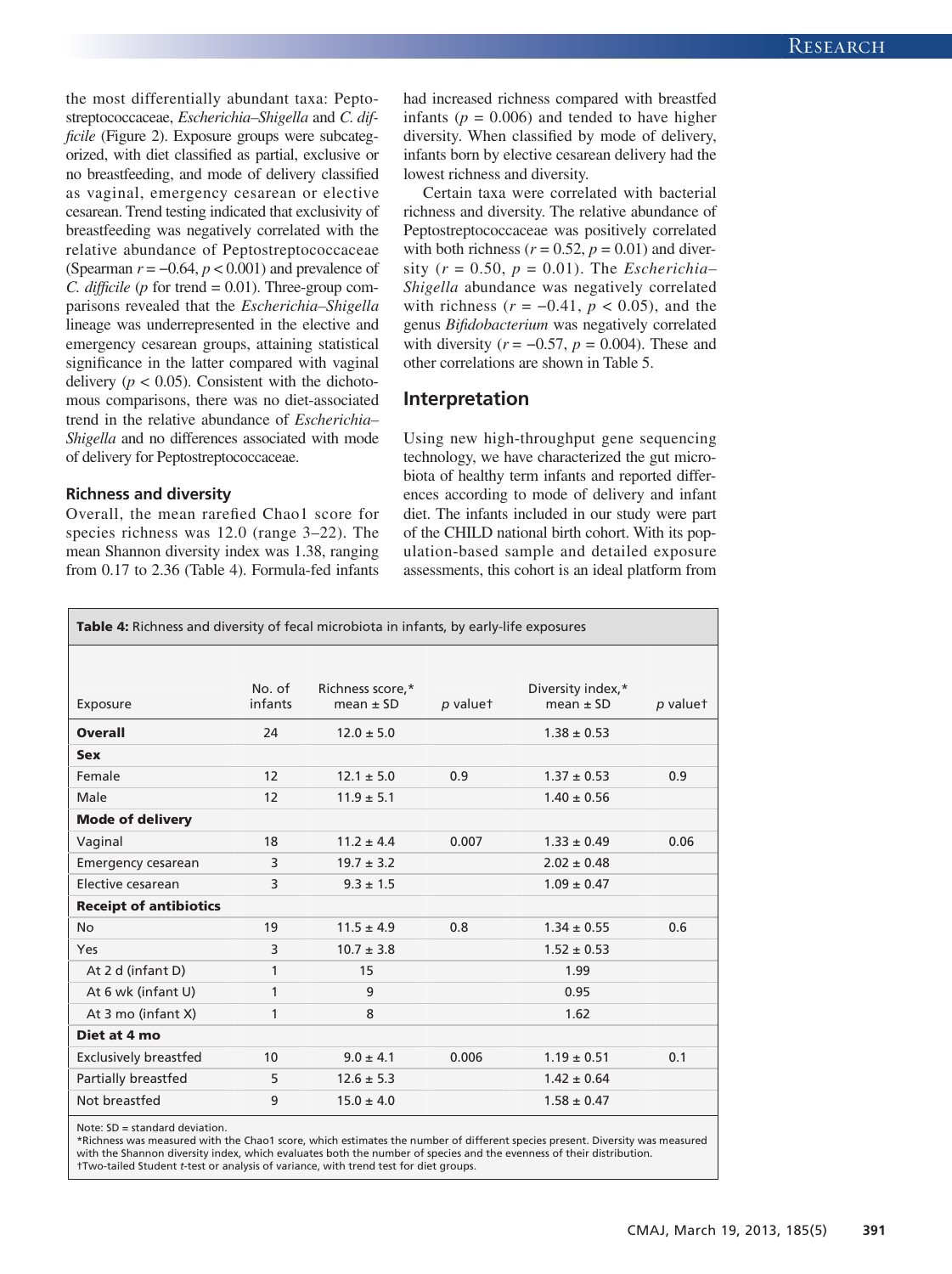the most differentially abundant taxa: Peptostreptococcaceae, *Escherichia–Shigella* and *C. difficile* (Figure 2). Exposure groups were subcategorized, with diet classified as partial, exclusive or no breastfeeding, and mode of delivery classified as vaginal, emergency cesarean or elective cesarean. Trend testing indicated that exclusivity of breastfeeding was negatively correlated with the relative abundance of Peptostreptococcaceae (Spearman $r = -0.64$, $p < 0.001$) and prevalence of *C. difficile* ($p$ for trend = 0.01). Three-group comparisons revealed that the *Escherichia–Shigella* lineage was underrepresented in the elective and emergency cesarean groups, attaining statistical significance in the latter compared with vaginal delivery ($p < 0.05$). Consistent with the dichotomous comparisons, there was no diet-associated trend in the relative abundance of *Escherichia–Shigella* and no differences associated with mode of delivery for Peptostreptococcaceae.

### Richness and diversity

Overall, the mean rarefied Chao1 score for species richness was 12.0 (range 3–22). The mean Shannon diversity index was 1.38, ranging from 0.17 to 2.36 (Table 4). Formula-fed infants had increased richness compared with breastfed infants ($p = 0.006$) and tended to have higher diversity. When classified by mode of delivery, infants born by elective cesarean delivery had the lowest richness and diversity.

Certain taxa were correlated with bacterial richness and diversity. The relative abundance of Peptostreptococcaceae was positively correlated with both richness ($r = 0.52$, $p = 0.01$) and diversity ($r = 0.50$, $p = 0.01$). The *Escherichia–Shigella* abundance was negatively correlated with richness ($r = -0.41$, $p < 0.05$), and the genus *Bifidobacterium* was negatively correlated with diversity ($r = -0.57$, $p = 0.004$). These and other correlations are shown in Table 5.

## Interpretation

Using new high-throughput gene sequencing technology, we have characterized the gut microbiota of healthy term infants and reported differences according to mode of delivery and infant diet. The infants included in our study were part of the CHILD national birth cohort. With its population-based sample and detailed exposure assessments, this cohort is an ideal platform from

**Table 4:** Richness and diversity of fecal microbiota in infants, by early-life exposures

| Exposure | No. of infants | Richness score,* mean ± SD | p value† | Diversity index,* mean ± SD | p value† |
|---|---|---|---|---|---|
| **Overall** | 24 | 12.0 ± 5.0 | | 1.38 ± 0.53 | |
| **Sex** | | | | | |
| Female | 12 | 12.1 ± 5.0 | 0.9 | 1.37 ± 0.53 | 0.9 |
| Male | 12 | 11.9 ± 5.1 | | 1.40 ± 0.56 | |
| **Mode of delivery** | | | | | |
| Vaginal | 18 | 11.2 ± 4.4 | 0.007 | 1.33 ± 0.49 | 0.06 |
| Emergency cesarean | 3 | 19.7 ± 3.2 | | 2.02 ± 0.48 | |
| Elective cesarean | 3 | 9.3 ± 1.5 | | 1.09 ± 0.47 | |
| **Receipt of antibiotics** | | | | | |
| No | 19 | 11.5 ± 4.9 | 0.8 | 1.34 ± 0.55 | 0.6 |
| Yes | 3 | 10.7 ± 3.8 | | 1.52 ± 0.53 | |
| At 2 d (infant D) | 1 | 15 | | 1.99 | |
| At 6 wk (infant U) | 1 | 9 | | 0.95 | |
| At 3 mo (infant X) | 1 | 8 | | 1.62 | |
| **Diet at 4 mo** | | | | | |
| Exclusively breastfed | 10 | 9.0 ± 4.1 | 0.006 | 1.19 ± 0.51 | 0.1 |
| Partially breastfed | 5 | 12.6 ± 5.3 | | 1.42 ± 0.64 | |
| Not breastfed | 9 | 15.0 ± 4.0 | | 1.58 ± 0.47 | |

Note: SD = standard deviation.
*Richness was measured with the Chao1 score, which estimates the number of different species present. Diversity was measured with the Shannon diversity index, which evaluates both the number of species and the evenness of their distribution.
†Two-tailed Student *t*-test or analysis of variance, with trend test for diet groups.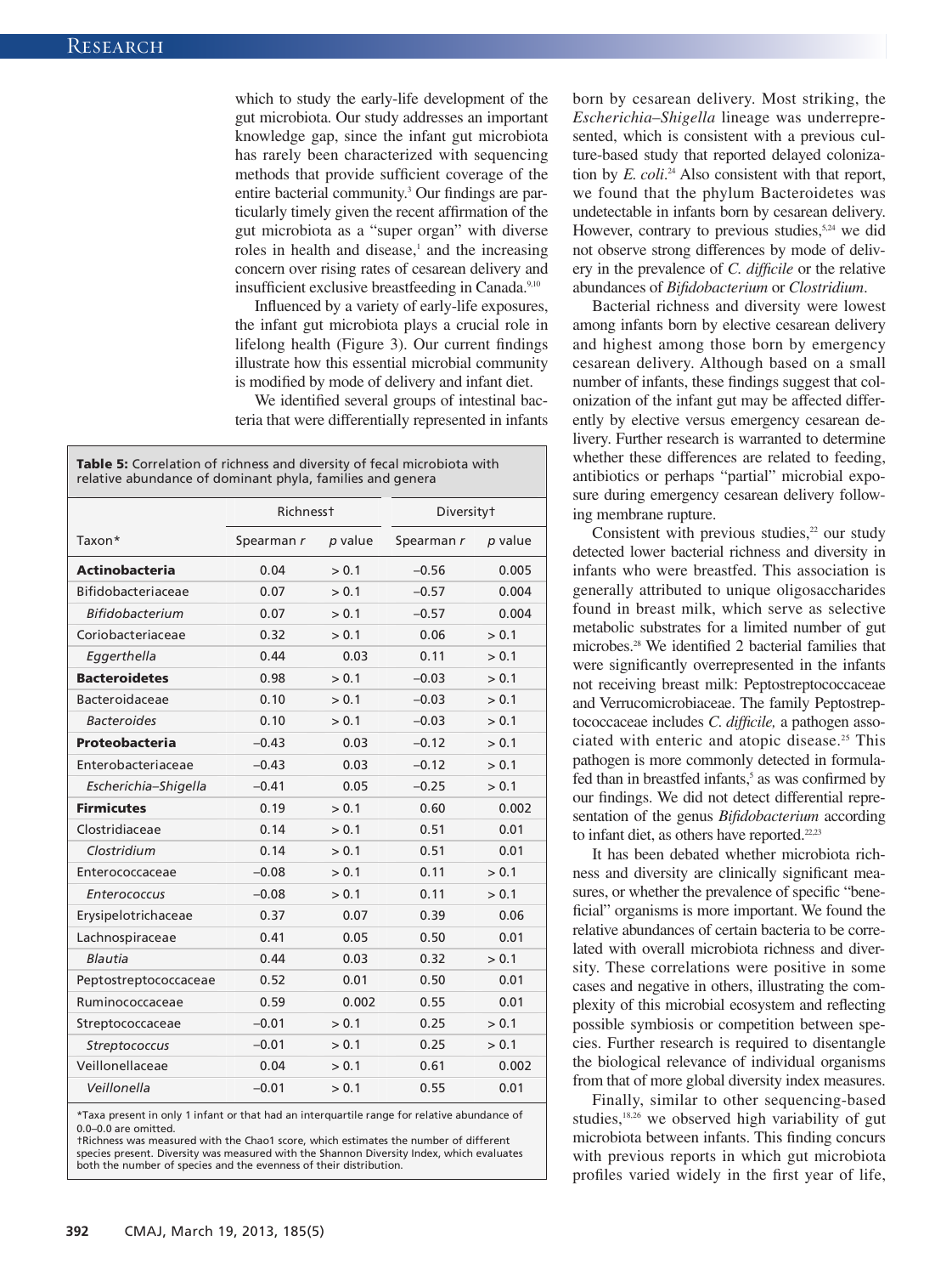which to study the early-life development of the gut microbiota. Our study addresses an important knowledge gap, since the infant gut microbiota has rarely been characterized with sequencing methods that provide sufficient coverage of the entire bacterial community.[3] Our findings are particularly timely given the recent affirmation of the gut microbiota as a "super organ" with diverse roles in health and disease,[1] and the increasing concern over rising rates of cesarean delivery and insufficient exclusive breastfeeding in Canada.[9,10]

Influenced by a variety of early-life exposures, the infant gut microbiota plays a crucial role in lifelong health (Figure 3). Our current findings illustrate how this essential microbial community is modified by mode of delivery and infant diet.

We identified several groups of intestinal bacteria that were differentially represented in infants born by cesarean delivery. Most striking, the *Escherichia–Shigella* lineage was underrepresented, which is consistent with a previous culture-based study that reported delayed colonization by *E. coli*.[24] Also consistent with that report, we found that the phylum Bacteroidetes was undetectable in infants born by cesarean delivery. However, contrary to previous studies,[5,24] we did not observe strong differences by mode of delivery in the prevalence of *C. difficile* or the relative abundances of *Bifidobacterium* or *Clostridium*.

**Table 5:** Correlation of richness and diversity of fecal microbiota with relative abundance of dominant phyla, families and genera

| Taxon* | Richness† | | Diversity† | |
|---|---|---|---|---|
| | Spearman *r* | *p* value | Spearman *r* | *p* value |
| **Actinobacteria** | 0.04 | > 0.1 | −0.56 | 0.005 |
| Bifidobacteriaceae | 0.07 | > 0.1 | −0.57 | 0.004 |
| *Bifidobacterium* | 0.07 | > 0.1 | −0.57 | 0.004 |
| Coriobacteriaceae | 0.32 | > 0.1 | 0.06 | > 0.1 |
| *Eggerthella* | 0.44 | 0.03 | 0.11 | > 0.1 |
| **Bacteroidetes** | 0.98 | > 0.1 | −0.03 | > 0.1 |
| Bacteroidaceae | 0.10 | > 0.1 | −0.03 | > 0.1 |
| *Bacteroides* | 0.10 | > 0.1 | −0.03 | > 0.1 |
| **Proteobacteria** | −0.43 | 0.03 | −0.12 | > 0.1 |
| Enterobacteriaceae | −0.43 | 0.03 | −0.12 | > 0.1 |
| *Escherichia–Shigella* | −0.41 | 0.05 | −0.25 | > 0.1 |
| **Firmicutes** | 0.19 | > 0.1 | 0.60 | 0.002 |
| Clostridiaceae | 0.14 | > 0.1 | 0.51 | 0.01 |
| *Clostridium* | 0.14 | > 0.1 | 0.51 | 0.01 |
| Enterococcaceae | −0.08 | > 0.1 | 0.11 | > 0.1 |
| *Enterococcus* | −0.08 | > 0.1 | 0.11 | > 0.1 |
| Erysipelotrichaceae | 0.37 | 0.07 | 0.39 | 0.06 |
| Lachnospiraceae | 0.41 | 0.05 | 0.50 | 0.01 |
| *Blautia* | 0.44 | 0.03 | 0.32 | > 0.1 |
| Peptostreptococcaceae | 0.52 | 0.01 | 0.50 | 0.01 |
| Ruminococcaceae | 0.59 | 0.002 | 0.55 | 0.01 |
| Streptococcaceae | −0.01 | > 0.1 | 0.25 | > 0.1 |
| *Streptococcus* | −0.01 | > 0.1 | 0.25 | > 0.1 |
| Veillonellaceae | 0.04 | > 0.1 | 0.61 | 0.002 |
| *Veillonella* | −0.01 | > 0.1 | 0.55 | 0.01 |

*Taxa present in only 1 infant or that had an interquartile range for relative abundance of 0.0–0.0 are omitted.
†Richness was measured with the Chao1 score, which estimates the number of different species present. Diversity was measured with the Shannon Diversity Index, which evaluates both the number of species and the evenness of their distribution.

Bacterial richness and diversity were lowest among infants born by elective cesarean delivery and highest among those born by emergency cesarean delivery. Although based on a small number of infants, these findings suggest that colonization of the infant gut may be affected differently by elective versus emergency cesarean delivery. Further research is warranted to determine whether these differences are related to feeding, antibiotics or perhaps "partial" microbial exposure during emergency cesarean delivery following membrane rupture.

Consistent with previous studies,[22] our study detected lower bacterial richness and diversity in infants who were breastfed. This association is generally attributed to unique oligosaccharides found in breast milk, which serve as selective metabolic substrates for a limited number of gut microbes.[28] We identified 2 bacterial families that were significantly overrepresented in the infants not receiving breast milk: Peptostreptococcaceae and Verrucomicrobiaceae. The family Peptostreptococcaceae includes *C. difficile,* a pathogen associated with enteric and atopic disease.[25] This pathogen is more commonly detected in formula-fed than in breastfed infants,[5] as was confirmed by our findings. We did not detect differential representation of the genus *Bifidobacterium* according to infant diet, as others have reported.[22,23]

It has been debated whether microbiota richness and diversity are clinically significant measures, or whether the prevalence of specific "beneficial" organisms is more important. We found the relative abundances of certain bacteria to be correlated with overall microbiota richness and diversity. These correlations were positive in some cases and negative in others, illustrating the complexity of this microbial ecosystem and reflecting possible symbiosis or competition between species. Further research is required to disentangle the biological relevance of individual organisms from that of more global diversity index measures.

Finally, similar to other sequencing-based studies,[18,26] we observed high variability of gut microbiota between infants. This finding concurs with previous reports in which gut microbiota profiles varied widely in the first year of life,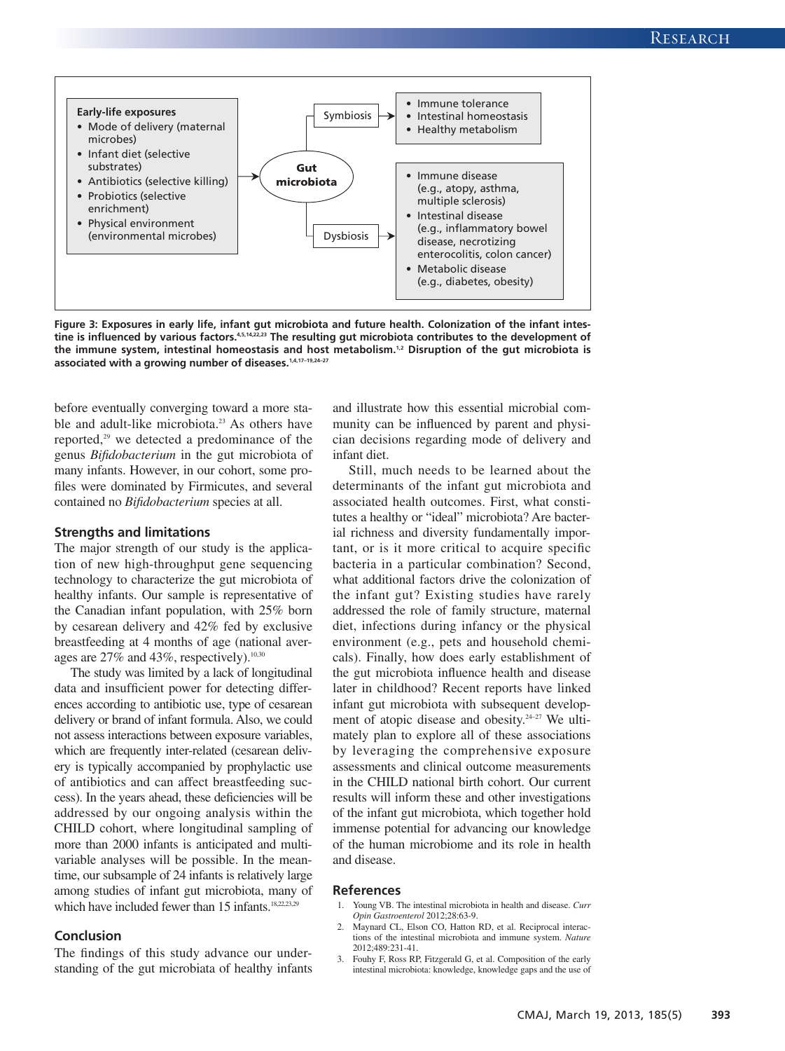Early-life exposures
- Mode of delivery (maternal microbes)
- Infant diet (selective substrates)
- Antibiotics (selective killing)
- Probiotics (selective enrichment)
- Physical environment (environmental microbes)

Gut microbiota

Symbiosis
- Immune tolerance
- Intestinal homeostasis
- Healthy metabolism

Dysbiosis
- Immune disease (e.g., atopy, asthma, multiple sclerosis)
- Intestinal disease (e.g., inflammatory bowel disease, necrotizing enterocolitis, colon cancer)
- Metabolic disease (e.g., diabetes, obesity)

**Figure 3: Exposures in early life, infant gut microbiota and future health. Colonization of the infant intestine is influenced by various factors.[4,5,14,22,23] The resulting gut microbiota contributes to the development of the immune system, intestinal homeostasis and host metabolism.[1,2] Disruption of the gut microbiota is associated with a growing number of diseases.[1,4,17–19,24–27]**

before eventually converging toward a more stable and adult-like microbiota.[23] As others have reported,[29] we detected a predominance of the genus *Bifidobacterium* in the gut microbiota of many infants. However, in our cohort, some profiles were dominated by Firmicutes, and several contained no *Bifidobacterium* species at all.

### Strengths and limitations

The major strength of our study is the application of new high-throughput gene sequencing technology to characterize the gut microbiota of healthy infants. Our sample is representative of the Canadian infant population, with 25% born by cesarean delivery and 42% fed by exclusive breastfeeding at 4 months of age (national averages are 27% and 43%, respectively).[10,30]

The study was limited by a lack of longitudinal data and insufficient power for detecting differences according to antibiotic use, type of cesarean delivery or brand of infant formula. Also, we could not assess interactions between exposure variables, which are frequently inter-related (cesarean delivery is typically accompanied by prophylactic use of antibiotics and can affect breastfeeding success). In the years ahead, these deficiencies will be addressed by our ongoing analysis within the CHILD cohort, where longitudinal sampling of more than 2000 infants is anticipated and multivariable analyses will be possible. In the meantime, our subsample of 24 infants is relatively large among studies of infant gut microbiota, many of which have included fewer than 15 infants.[18,22,23,29]

### Conclusion

The findings of this study advance our understanding of the gut microbiata of healthy infants and illustrate how this essential microbial community can be influenced by parent and physician decisions regarding mode of delivery and infant diet.

Still, much needs to be learned about the determinants of the infant gut microbiota and associated health outcomes. First, what constitutes a healthy or "ideal" microbiota? Are bacterial richness and diversity fundamentally important, or is it more critical to acquire specific bacteria in a particular combination? Second, what additional factors drive the colonization of the infant gut? Existing studies have rarely addressed the role of family structure, maternal diet, infections during infancy or the physical environment (e.g., pets and household chemicals). Finally, how does early establishment of the gut microbiota influence health and disease later in childhood? Recent reports have linked infant gut microbiota with subsequent development of atopic disease and obesity.[24–27] We ultimately plan to explore all of these associations by leveraging the comprehensive exposure assessments and clinical outcome measurements in the CHILD national birth cohort. Our current results will inform these and other investigations of the infant gut microbiota, which together hold immense potential for advancing our knowledge of the human microbiome and its role in health and disease.

### References

1. Young VB. The intestinal microbiota in health and disease. *Curr Opin Gastroenterol* 2012;28:63-9.
2. Maynard CL, Elson CO, Hatton RD, et al. Reciprocal interactions of the intestinal microbiota and immune system. *Nature* 2012;489:231-41.
3. Fouhy F, Ross RP, Fitzgerald G, et al. Composition of the early intestinal microbiota: knowledge, knowledge gaps and the use of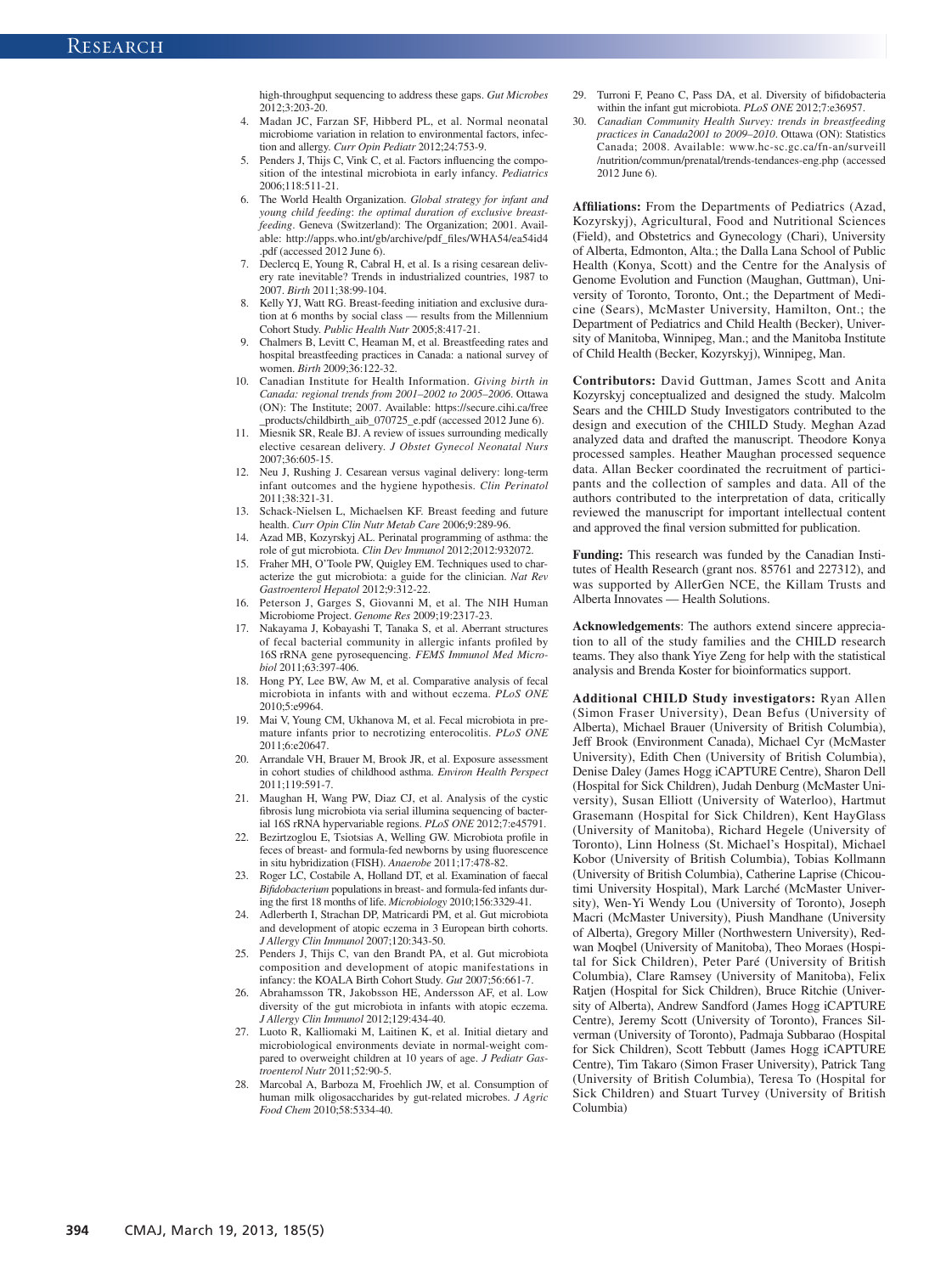high-throughput sequencing to address these gaps. *Gut Microbes* 2012;3:203-20.

4. Madan JC, Farzan SF, Hibberd PL, et al. Normal neonatal microbiome variation in relation to environmental factors, infection and allergy. *Curr Opin Pediatr* 2012;24:753-9.
5. Penders J, Thijs C, Vink C, et al. Factors influencing the composition of the intestinal microbiota in early infancy. *Pediatrics* 2006;118:511-21.
6. The World Health Organization. *Global strategy for infant and young child feeding: the optimal duration of exclusive breastfeeding*. Geneva (Switzerland): The Organization; 2001. Available: http://apps.who.int/gb/archive/pdf_files/WHA54/ea54id4.pdf (accessed 2012 June 6).
7. Declercq E, Young R, Cabral H, et al. Is a rising cesarean delivery rate inevitable? Trends in industrialized countries, 1987 to 2007. *Birth* 2011;38:99-104.
8. Kelly YJ, Watt RG. Breast-feeding initiation and exclusive duration at 6 months by social class — results from the Millennium Cohort Study. *Public Health Nutr* 2005;8:417-21.
9. Chalmers B, Levitt C, Heaman M, et al. Breastfeeding rates and hospital breastfeeding practices in Canada: a national survey of women. *Birth* 2009;36:122-32.
10. Canadian Institute for Health Information. *Giving birth in Canada: regional trends from 2001–2002 to 2005–2006*. Ottawa (ON): The Institute; 2007. Available: https://secure.cihi.ca/free_products/childbirth_aib_070725_e.pdf (accessed 2012 June 6).
11. Miesnik SR, Reale BJ. A review of issues surrounding medically elective cesarean delivery. *J Obstet Gynecol Neonatal Nurs* 2007;36:605-15.
12. Neu J, Rushing J. Cesarean versus vaginal delivery: long-term infant outcomes and the hygiene hypothesis. *Clin Perinatol* 2011;38:321-31.
13. Schack-Nielsen L, Michaelsen KF. Breast feeding and future health. *Curr Opin Clin Nutr Metab Care* 2006;9:289-96.
14. Azad MB, Kozyrskyj AL. Perinatal programming of asthma: the role of gut microbiota. *Clin Dev Immunol* 2012;2012:932072.
15. Fraher MH, O'Toole PW, Quigley EM. Techniques used to characterize the gut microbiota: a guide for the clinician. *Nat Rev Gastroenterol Hepatol* 2012;9:312-22.
16. Peterson J, Garges S, Giovanni M, et al. The NIH Human Microbiome Project. *Genome Res* 2009;19:2317-23.
17. Nakayama J, Kobayashi T, Tanaka S, et al. Aberrant structures of fecal bacterial community in allergic infants profiled by 16S rRNA gene pyrosequencing. *FEMS Immunol Med Microbiol* 2011;63:397-406.
18. Hong PY, Lee BW, Aw M, et al. Comparative analysis of fecal microbiota in infants with and without eczema. *PLoS ONE* 2010;5:e9964.
19. Mai V, Young CM, Ukhanova M, et al. Fecal microbiota in premature infants prior to necrotizing enterocolitis. *PLoS ONE* 2011;6:e20647.
20. Arrandale VH, Brauer M, Brook JR, et al. Exposure assessment in cohort studies of childhood asthma. *Environ Health Perspect* 2011;119:591-7.
21. Maughan H, Wang PW, Diaz CJ, et al. Analysis of the cystic fibrosis lung microbiota via serial illumina sequencing of bacterial 16S rRNA hypervariable regions. *PLoS ONE* 2012;7:e45791.
22. Bezirtzoglou E, Tsiotsias A, Welling GW. Microbiota profile in feces of breast- and formula-fed newborns by using fluorescence in situ hybridization (FISH). *Anaerobe* 2011;17:478-82.
23. Roger LC, Costabile A, Holland DT, et al. Examination of faecal *Bifidobacterium* populations in breast- and formula-fed infants during the first 18 months of life. *Microbiology* 2010;156:3329-41.
24. Adlerberth I, Strachan DP, Matricardi PM, et al. Gut microbiota and development of atopic eczema in 3 European birth cohorts. *J Allergy Clin Immunol* 2007;120:343-50.
25. Penders J, Thijs C, van den Brandt PA, et al. Gut microbiota composition and development of atopic manifestations in infancy: the KOALA Birth Cohort Study. *Gut* 2007;56:661-7.
26. Abrahamsson TR, Jakobsson HE, Andersson AF, et al. Low diversity of the gut microbiota in infants with atopic eczema. *J Allergy Clin Immunol* 2012;129:434-40.
27. Luoto R, Kalliomaki M, Laitinen K, et al. Initial dietary and microbiological environments deviate in normal-weight compared to overweight children at 10 years of age. *J Pediatr Gastroenterol Nutr* 2011;52:90-5.
28. Marcobal A, Barboza M, Froehlich JW, et al. Consumption of human milk oligosaccharides by gut-related microbes. *J Agric Food Chem* 2010;58:5334-40.
29. Turroni F, Peano C, Pass DA, et al. Diversity of bifidobacteria within the infant gut microbiota. *PLoS ONE* 2012;7:e36957.
30. *Canadian Community Health Survey: trends in breastfeeding practices in Canada2001 to 2009–2010*. Ottawa (ON): Statistics Canada; 2008. Available: www.hc-sc.gc.ca/fn-an/surveill/nutrition/commun/prenatal/trends-tendances-eng.php (accessed 2012 June 6).

**Affiliations:** From the Departments of Pediatrics (Azad, Kozyrskyj), Agricultural, Food and Nutritional Sciences (Field), and Obstetrics and Gynecology (Chari), University of Alberta, Edmonton, Alta.; the Dalla Lana School of Public Health (Konya, Scott) and the Centre for the Analysis of Genome Evolution and Function (Maughan, Guttman), University of Toronto, Toronto, Ont.; the Department of Medicine (Sears), McMaster University, Hamilton, Ont.; the Department of Pediatrics and Child Health (Becker), University of Manitoba, Winnipeg, Man.; and the Manitoba Institute of Child Health (Becker, Kozyrskyj), Winnipeg, Man.

**Contributors:** David Guttman, James Scott and Anita Kozyrskyj conceptualized and designed the study. Malcolm Sears and the CHILD Study Investigators contributed to the design and execution of the CHILD Study. Meghan Azad analyzed data and drafted the manuscript. Theodore Konya processed samples. Heather Maughan processed sequence data. Allan Becker coordinated the recruitment of participants and the collection of samples and data. All of the authors contributed to the interpretation of data, critically reviewed the manuscript for important intellectual content and approved the final version submitted for publication.

**Funding:** This research was funded by the Canadian Institutes of Health Research (grant nos. 85761 and 227312), and was supported by AllerGen NCE, the Killam Trusts and Alberta Innovates — Health Solutions.

**Acknowledgements**: The authors extend sincere appreciation to all of the study families and the CHILD research teams. They also thank Yiye Zeng for help with the statistical analysis and Brenda Koster for bioinformatics support.

**Additional CHILD Study investigators:** Ryan Allen (Simon Fraser University), Dean Befus (University of Alberta), Michael Brauer (University of British Columbia), Jeff Brook (Environment Canada), Michael Cyr (McMaster University), Edith Chen (University of British Columbia), Denise Daley (James Hogg iCAPTURE Centre), Sharon Dell (Hospital for Sick Children), Judah Denburg (McMaster University), Susan Elliott (University of Waterloo), Hartmut Grasemann (Hospital for Sick Children), Kent HayGlass (University of Manitoba), Richard Hegele (University of Toronto), Linn Holness (St. Michael's Hospital), Michael Kobor (University of British Columbia), Tobias Kollmann (University of British Columbia), Catherine Laprise (Chicoutimi University Hospital), Mark Larché (McMaster University), Wen-Yi Wendy Lou (University of Toronto), Joseph Macri (McMaster University), Piush Mandhane (University of Alberta), Gregory Miller (Northwestern University), Redwan Moqbel (University of Manitoba), Theo Moraes (Hospital for Sick Children), Peter Paré (University of British Columbia), Clare Ramsey (University of Manitoba), Felix Ratjen (Hospital for Sick Children), Bruce Ritchie (University of Alberta), Andrew Sandford (James Hogg iCAPTURE Centre), Jeremy Scott (University of Toronto), Frances Silverman (University of Toronto), Padmaja Subbarao (Hospital for Sick Children), Scott Tebbutt (James Hogg iCAPTURE Centre), Tim Takaro (Simon Fraser University), Patrick Tang (University of British Columbia), Teresa To (Hospital for Sick Children) and Stuart Turvey (University of British Columbia)